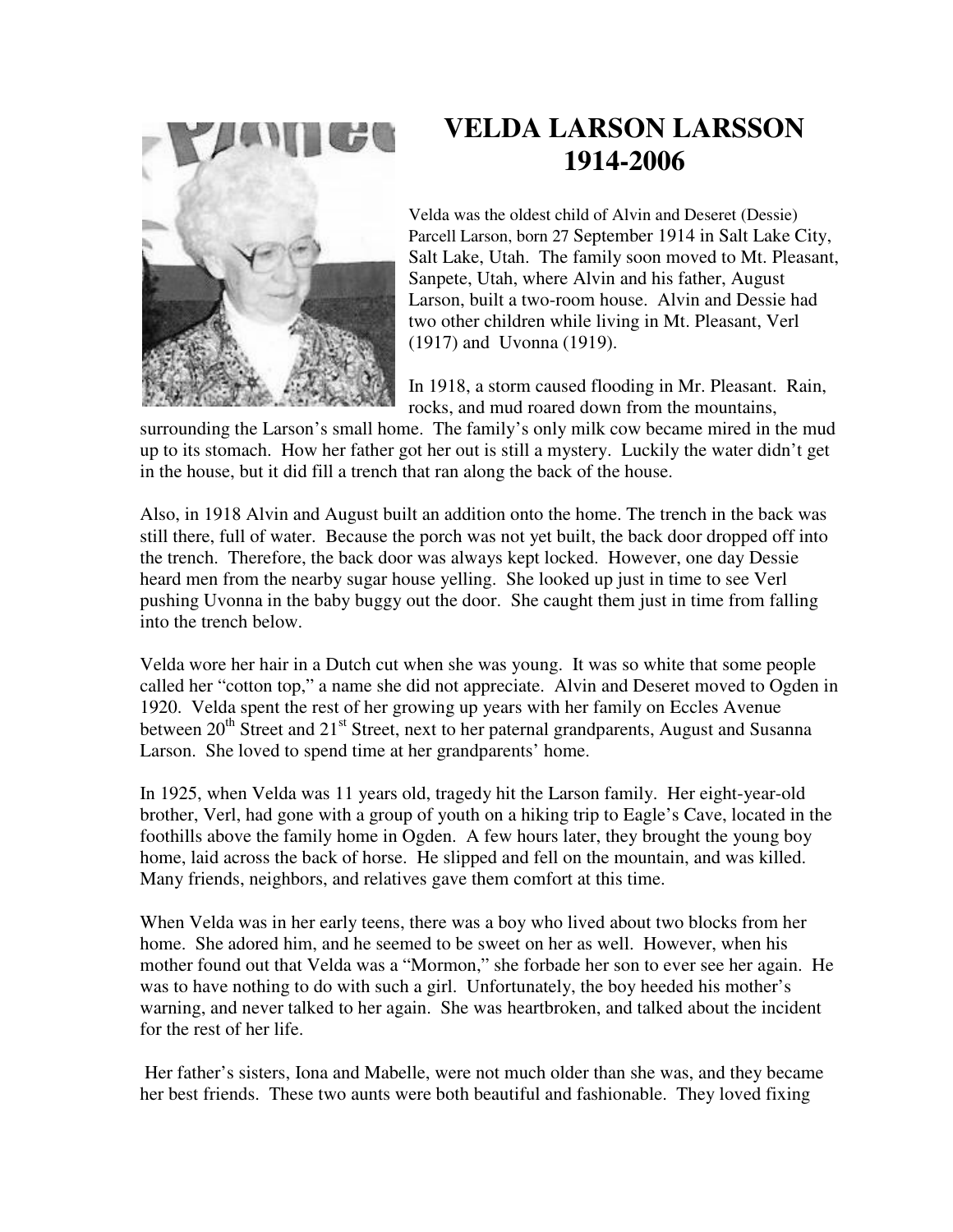# VELDA LARSON LARSSON
# 1914-2006

Velda was the oldest child of Alvin and Deseret (Dessie) Parcell Larson, born 27 September 1914 in Salt Lake City, Salt Lake, Utah. The family soon moved to Mt. Pleasant, Sanpete, Utah, where Alvin and his father, August Larson, built a two-room house. Alvin and Dessie had two other children while living in Mt. Pleasant, Verl (1917) and Uvonna (1919).

In 1918, a storm caused flooding in Mr. Pleasant. Rain, rocks, and mud roared down from the mountains, surrounding the Larson's small home. The family's only milk cow became mired in the mud up to its stomach. How her father got her out is still a mystery. Luckily the water didn't get in the house, but it did fill a trench that ran along the back of the house.

Also, in 1918 Alvin and August built an addition onto the home. The trench in the back was still there, full of water. Because the porch was not yet built, the back door dropped off into the trench. Therefore, the back door was always kept locked. However, one day Dessie heard men from the nearby sugar house yelling. She looked up just in time to see Verl pushing Uvonna in the baby buggy out the door. She caught them just in time from falling into the trench below.

Velda wore her hair in a Dutch cut when she was young. It was so white that some people called her "cotton top," a name she did not appreciate. Alvin and Deseret moved to Ogden in 1920. Velda spent the rest of her growing up years with her family on Eccles Avenue between 20th Street and 21st Street, next to her paternal grandparents, August and Susanna Larson. She loved to spend time at her grandparents' home.

In 1925, when Velda was 11 years old, tragedy hit the Larson family. Her eight-year-old brother, Verl, had gone with a group of youth on a hiking trip to Eagle's Cave, located in the foothills above the family home in Ogden. A few hours later, they brought the young boy home, laid across the back of horse. He slipped and fell on the mountain, and was killed. Many friends, neighbors, and relatives gave them comfort at this time.

When Velda was in her early teens, there was a boy who lived about two blocks from her home. She adored him, and he seemed to be sweet on her as well. However, when his mother found out that Velda was a "Mormon," she forbade her son to ever see her again. He was to have nothing to do with such a girl. Unfortunately, the boy heeded his mother's warning, and never talked to her again. She was heartbroken, and talked about the incident for the rest of her life.

Her father's sisters, Iona and Mabelle, were not much older than she was, and they became her best friends. These two aunts were both beautiful and fashionable. They loved fixing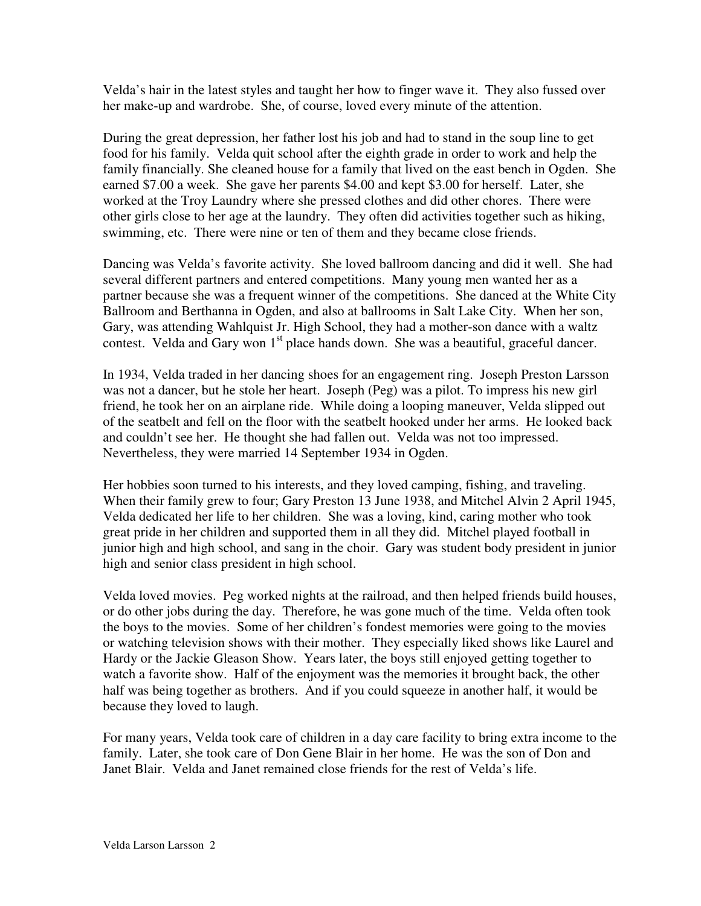Velda's hair in the latest styles and taught her how to finger wave it. They also fussed over her make-up and wardrobe. She, of course, loved every minute of the attention.

During the great depression, her father lost his job and had to stand in the soup line to get food for his family. Velda quit school after the eighth grade in order to work and help the family financially. She cleaned house for a family that lived on the east bench in Ogden. She earned $7.00 a week. She gave her parents $4.00 and kept $3.00 for herself. Later, she worked at the Troy Laundry where she pressed clothes and did other chores. There were other girls close to her age at the laundry. They often did activities together such as hiking, swimming, etc. There were nine or ten of them and they became close friends.

Dancing was Velda's favorite activity. She loved ballroom dancing and did it well. She had several different partners and entered competitions. Many young men wanted her as a partner because she was a frequent winner of the competitions. She danced at the White City Ballroom and Berthanna in Ogden, and also at ballrooms in Salt Lake City. When her son, Gary, was attending Wahlquist Jr. High School, they had a mother-son dance with a waltz contest. Velda and Gary won 1st place hands down. She was a beautiful, graceful dancer.

In 1934, Velda traded in her dancing shoes for an engagement ring. Joseph Preston Larsson was not a dancer, but he stole her heart. Joseph (Peg) was a pilot. To impress his new girl friend, he took her on an airplane ride. While doing a looping maneuver, Velda slipped out of the seatbelt and fell on the floor with the seatbelt hooked under her arms. He looked back and couldn't see her. He thought she had fallen out. Velda was not too impressed. Nevertheless, they were married 14 September 1934 in Ogden.

Her hobbies soon turned to his interests, and they loved camping, fishing, and traveling. When their family grew to four; Gary Preston 13 June 1938, and Mitchel Alvin 2 April 1945, Velda dedicated her life to her children. She was a loving, kind, caring mother who took great pride in her children and supported them in all they did. Mitchel played football in junior high and high school, and sang in the choir. Gary was student body president in junior high and senior class president in high school.

Velda loved movies. Peg worked nights at the railroad, and then helped friends build houses, or do other jobs during the day. Therefore, he was gone much of the time. Velda often took the boys to the movies. Some of her children's fondest memories were going to the movies or watching television shows with their mother. They especially liked shows like Laurel and Hardy or the Jackie Gleason Show. Years later, the boys still enjoyed getting together to watch a favorite show. Half of the enjoyment was the memories it brought back, the other half was being together as brothers. And if you could squeeze in another half, it would be because they loved to laugh.

For many years, Velda took care of children in a day care facility to bring extra income to the family. Later, she took care of Don Gene Blair in her home. He was the son of Don and Janet Blair. Velda and Janet remained close friends for the rest of Velda's life.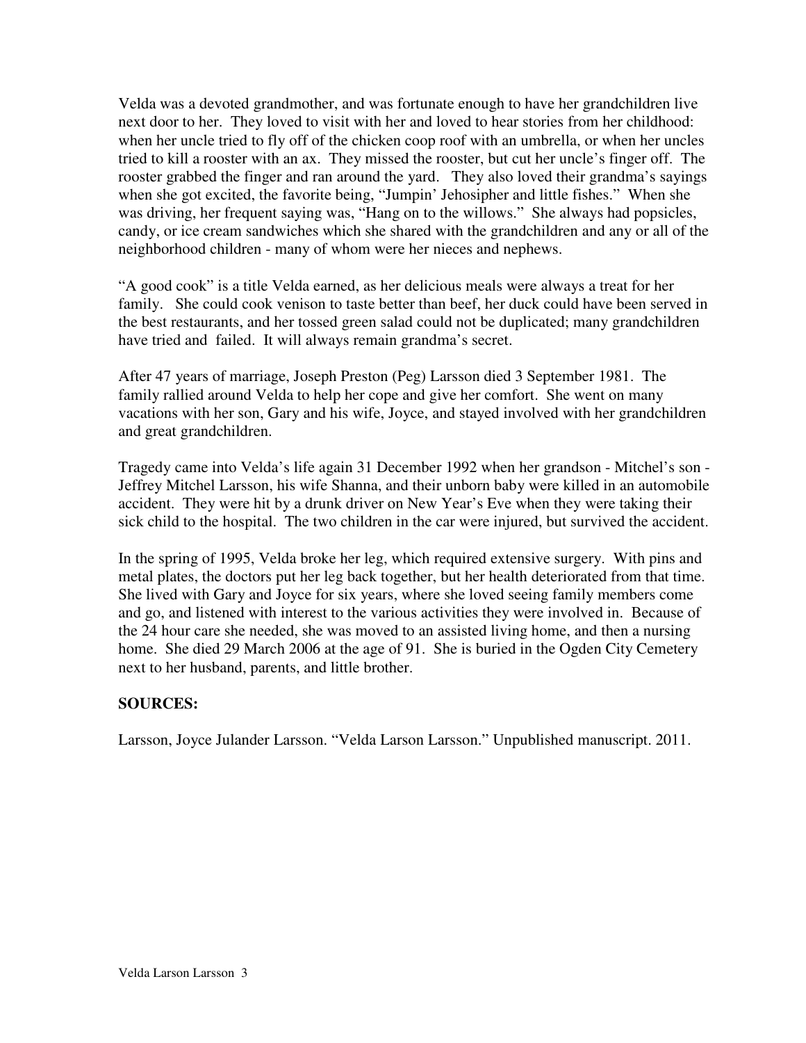Velda was a devoted grandmother, and was fortunate enough to have her grandchildren live next door to her. They loved to visit with her and loved to hear stories from her childhood: when her uncle tried to fly off of the chicken coop roof with an umbrella, or when her uncles tried to kill a rooster with an ax. They missed the rooster, but cut her uncle's finger off. The rooster grabbed the finger and ran around the yard. They also loved their grandma's sayings when she got excited, the favorite being, "Jumpin' Jehosipher and little fishes." When she was driving, her frequent saying was, "Hang on to the willows." She always had popsicles, candy, or ice cream sandwiches which she shared with the grandchildren and any or all of the neighborhood children - many of whom were her nieces and nephews.

"A good cook" is a title Velda earned, as her delicious meals were always a treat for her family. She could cook venison to taste better than beef, her duck could have been served in the best restaurants, and her tossed green salad could not be duplicated; many grandchildren have tried and failed. It will always remain grandma's secret.

After 47 years of marriage, Joseph Preston (Peg) Larsson died 3 September 1981. The family rallied around Velda to help her cope and give her comfort. She went on many vacations with her son, Gary and his wife, Joyce, and stayed involved with her grandchildren and great grandchildren.

Tragedy came into Velda's life again 31 December 1992 when her grandson - Mitchel's son - Jeffrey Mitchel Larsson, his wife Shanna, and their unborn baby were killed in an automobile accident. They were hit by a drunk driver on New Year's Eve when they were taking their sick child to the hospital. The two children in the car were injured, but survived the accident.

In the spring of 1995, Velda broke her leg, which required extensive surgery. With pins and metal plates, the doctors put her leg back together, but her health deteriorated from that time. She lived with Gary and Joyce for six years, where she loved seeing family members come and go, and listened with interest to the various activities they were involved in. Because of the 24 hour care she needed, she was moved to an assisted living home, and then a nursing home. She died 29 March 2006 at the age of 91. She is buried in the Ogden City Cemetery next to her husband, parents, and little brother.

**SOURCES:**

Larsson, Joyce Julander Larsson. "Velda Larson Larsson." Unpublished manuscript. 2011.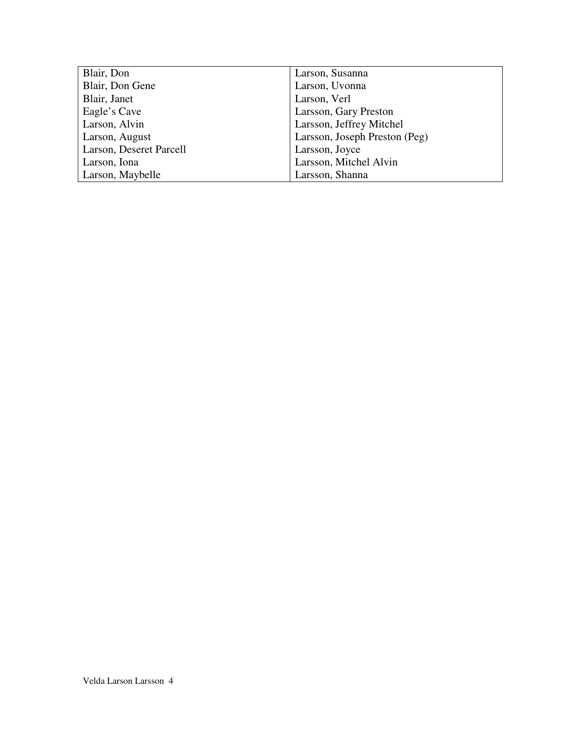| | |
|---|---|
| Blair, Don | Larson, Susanna |
| Blair, Don Gene | Larson, Uvonna |
| Blair, Janet | Larson, Verl |
| Eagle's Cave | Larsson, Gary Preston |
| Larson, Alvin | Larsson, Jeffrey Mitchel |
| Larson, August | Larsson, Joseph Preston (Peg) |
| Larson, Deseret Parcell | Larsson, Joyce |
| Larson, Iona | Larsson, Mitchel Alvin |
| Larson, Maybelle | Larsson, Shanna |